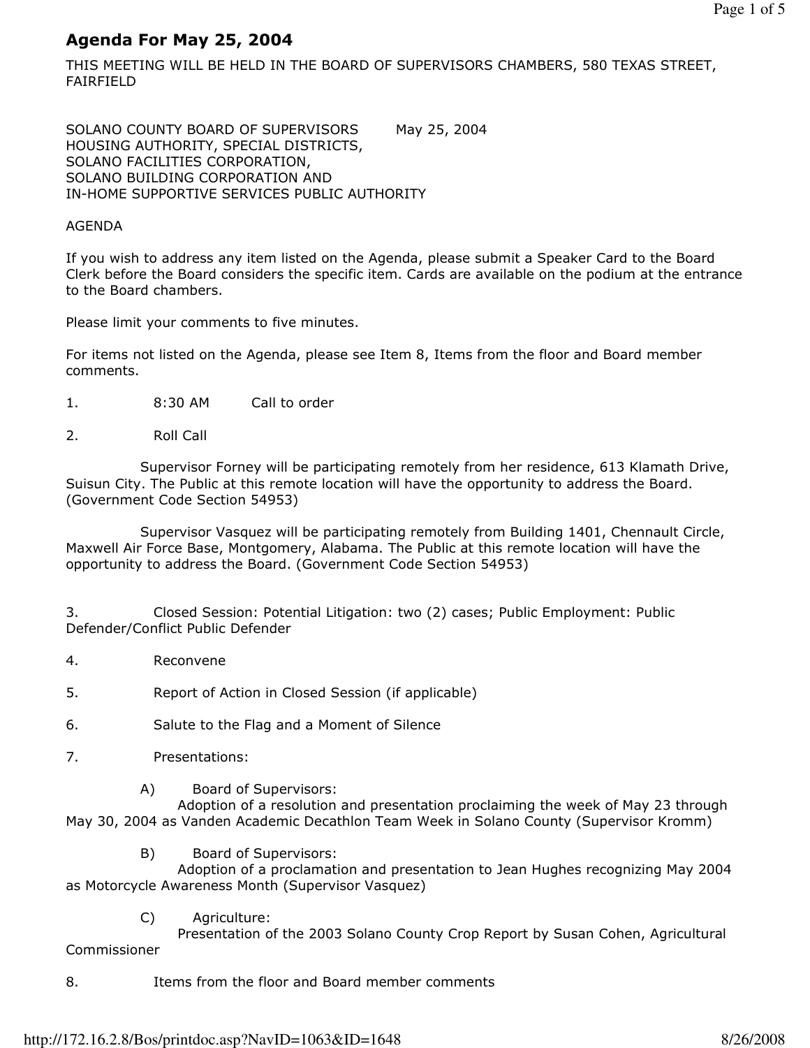# Agenda For May 25, 2004

THIS MEETING WILL BE HELD IN THE BOARD OF SUPERVISORS CHAMBERS, 580 TEXAS STREET, FAIRFIELD

SOLANO COUNTY BOARD OF SUPERVISORS        May 25, 2004
HOUSING AUTHORITY, SPECIAL DISTRICTS,
SOLANO FACILITIES CORPORATION,
SOLANO BUILDING CORPORATION AND
IN-HOME SUPPORTIVE SERVICES PUBLIC AUTHORITY

AGENDA

If you wish to address any item listed on the Agenda, please submit a Speaker Card to the Board Clerk before the Board considers the specific item. Cards are available on the podium at the entrance to the Board chambers.

Please limit your comments to five minutes.

For items not listed on the Agenda, please see Item 8, Items from the floor and Board member comments.

1. 8:30 AM Call to order

2. Roll Call

   Supervisor Forney will be participating remotely from her residence, 613 Klamath Drive, Suisun City. The Public at this remote location will have the opportunity to address the Board. (Government Code Section 54953)

   Supervisor Vasquez will be participating remotely from Building 1401, Chennault Circle, Maxwell Air Force Base, Montgomery, Alabama. The Public at this remote location will have the opportunity to address the Board. (Government Code Section 54953)

3. Closed Session: Potential Litigation: two (2) cases; Public Employment: Public Defender/Conflict Public Defender

4. Reconvene

5. Report of Action in Closed Session (if applicable)

6. Salute to the Flag and a Moment of Silence

7. Presentations:

   A) Board of Supervisors:
   Adoption of a resolution and presentation proclaiming the week of May 23 through May 30, 2004 as Vanden Academic Decathlon Team Week in Solano County (Supervisor Kromm)

   B) Board of Supervisors:
   Adoption of a proclamation and presentation to Jean Hughes recognizing May 2004 as Motorcycle Awareness Month (Supervisor Vasquez)

   C) Agriculture:
   Presentation of the 2003 Solano County Crop Report by Susan Cohen, Agricultural Commissioner

8. Items from the floor and Board member comments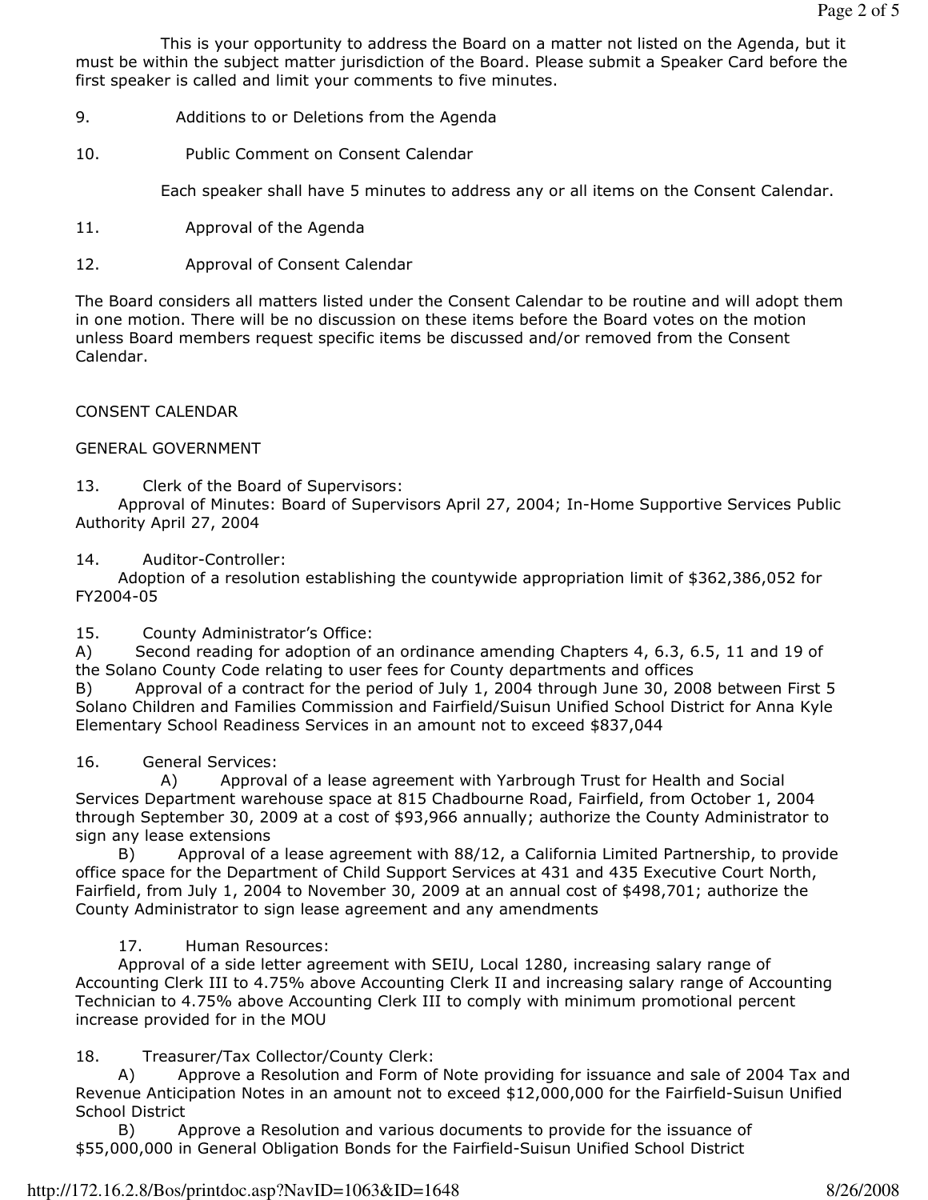This is your opportunity to address the Board on a matter not listed on the Agenda, but it must be within the subject matter jurisdiction of the Board. Please submit a Speaker Card before the first speaker is called and limit your comments to five minutes.

9. Additions to or Deletions from the Agenda

10. Public Comment on Consent Calendar

Each speaker shall have 5 minutes to address any or all items on the Consent Calendar.

11. Approval of the Agenda

12. Approval of Consent Calendar

The Board considers all matters listed under the Consent Calendar to be routine and will adopt them in one motion. There will be no discussion on these items before the Board votes on the motion unless Board members request specific items be discussed and/or removed from the Consent Calendar.

CONSENT CALENDAR

GENERAL GOVERNMENT

13. Clerk of the Board of Supervisors:
Approval of Minutes: Board of Supervisors April 27, 2004; In-Home Supportive Services Public Authority April 27, 2004

14. Auditor-Controller:
Adoption of a resolution establishing the countywide appropriation limit of $362,386,052 for FY2004-05

15. County Administrator's Office:
A) Second reading for adoption of an ordinance amending Chapters 4, 6.3, 6.5, 11 and 19 of the Solano County Code relating to user fees for County departments and offices
B) Approval of a contract for the period of July 1, 2004 through June 30, 2008 between First 5 Solano Children and Families Commission and Fairfield/Suisun Unified School District for Anna Kyle Elementary School Readiness Services in an amount not to exceed $837,044

16. General Services:
A) Approval of a lease agreement with Yarbrough Trust for Health and Social Services Department warehouse space at 815 Chadbourne Road, Fairfield, from October 1, 2004 through September 30, 2009 at a cost of $93,966 annually; authorize the County Administrator to sign any lease extensions
B) Approval of a lease agreement with 88/12, a California Limited Partnership, to provide office space for the Department of Child Support Services at 431 and 435 Executive Court North, Fairfield, from July 1, 2004 to November 30, 2009 at an annual cost of $498,701; authorize the County Administrator to sign lease agreement and any amendments

17. Human Resources:
Approval of a side letter agreement with SEIU, Local 1280, increasing salary range of Accounting Clerk III to 4.75% above Accounting Clerk II and increasing salary range of Accounting Technician to 4.75% above Accounting Clerk III to comply with minimum promotional percent increase provided for in the MOU

18. Treasurer/Tax Collector/County Clerk:
A) Approve a Resolution and Form of Note providing for issuance and sale of 2004 Tax and Revenue Anticipation Notes in an amount not to exceed $12,000,000 for the Fairfield-Suisun Unified School District
B) Approve a Resolution and various documents to provide for the issuance of $55,000,000 in General Obligation Bonds for the Fairfield-Suisun Unified School District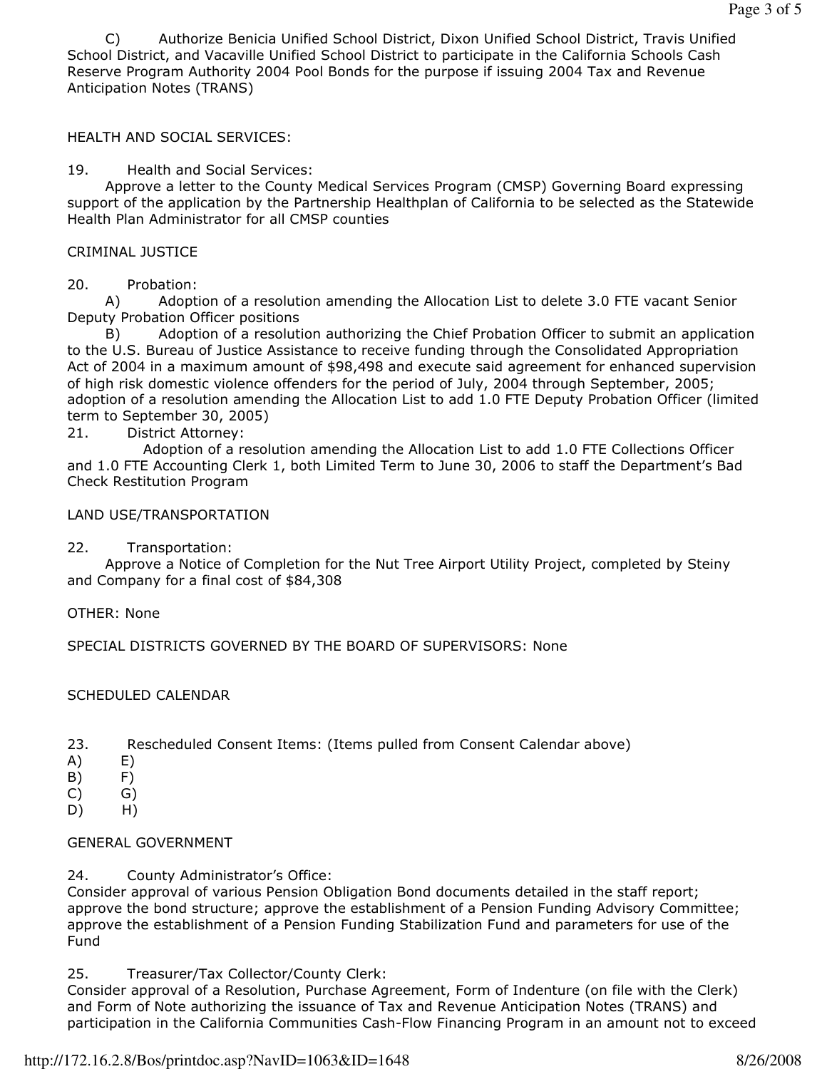C) Authorize Benicia Unified School District, Dixon Unified School District, Travis Unified School District, and Vacaville Unified School District to participate in the California Schools Cash Reserve Program Authority 2004 Pool Bonds for the purpose if issuing 2004 Tax and Revenue Anticipation Notes (TRANS)

HEALTH AND SOCIAL SERVICES:

19. Health and Social Services:
Approve a letter to the County Medical Services Program (CMSP) Governing Board expressing support of the application by the Partnership Healthplan of California to be selected as the Statewide Health Plan Administrator for all CMSP counties

CRIMINAL JUSTICE

20. Probation:
A) Adoption of a resolution amending the Allocation List to delete 3.0 FTE vacant Senior Deputy Probation Officer positions
B) Adoption of a resolution authorizing the Chief Probation Officer to submit an application to the U.S. Bureau of Justice Assistance to receive funding through the Consolidated Appropriation Act of 2004 in a maximum amount of $98,498 and execute said agreement for enhanced supervision of high risk domestic violence offenders for the period of July, 2004 through September, 2005; adoption of a resolution amending the Allocation List to add 1.0 FTE Deputy Probation Officer (limited term to September 30, 2005)

21. District Attorney:
Adoption of a resolution amending the Allocation List to add 1.0 FTE Collections Officer and 1.0 FTE Accounting Clerk 1, both Limited Term to June 30, 2006 to staff the Department's Bad Check Restitution Program

LAND USE/TRANSPORTATION

22. Transportation:
Approve a Notice of Completion for the Nut Tree Airport Utility Project, completed by Steiny and Company for a final cost of $84,308

OTHER: None

SPECIAL DISTRICTS GOVERNED BY THE BOARD OF SUPERVISORS: None

SCHEDULED CALENDAR

23. Rescheduled Consent Items: (Items pulled from Consent Calendar above)

A) E)
B) F)
C) G)
D) H)

GENERAL GOVERNMENT

24. County Administrator's Office:
Consider approval of various Pension Obligation Bond documents detailed in the staff report; approve the bond structure; approve the establishment of a Pension Funding Advisory Committee; approve the establishment of a Pension Funding Stabilization Fund and parameters for use of the Fund

25. Treasurer/Tax Collector/County Clerk:
Consider approval of a Resolution, Purchase Agreement, Form of Indenture (on file with the Clerk) and Form of Note authorizing the issuance of Tax and Revenue Anticipation Notes (TRANS) and participation in the California Communities Cash-Flow Financing Program in an amount not to exceed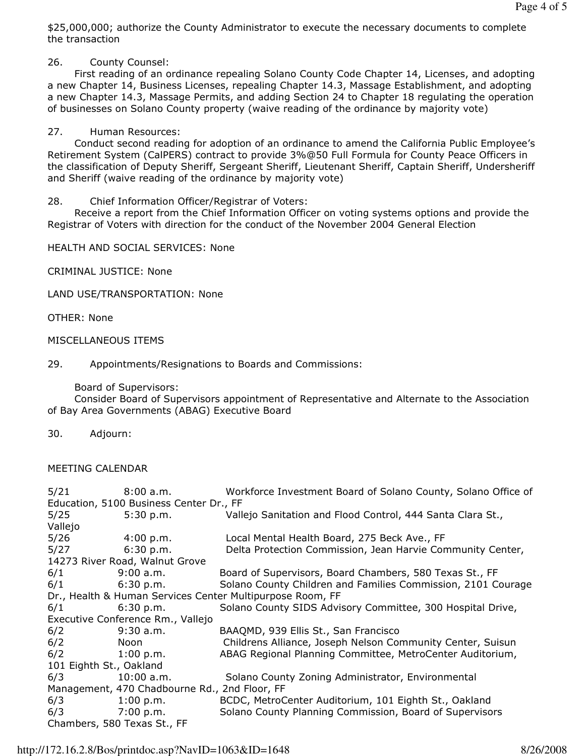$25,000,000; authorize the County Administrator to execute the necessary documents to complete the transaction

26. County Counsel:
First reading of an ordinance repealing Solano County Code Chapter 14, Licenses, and adopting a new Chapter 14, Business Licenses, repealing Chapter 14.3, Massage Establishment, and adopting a new Chapter 14.3, Massage Permits, and adding Section 24 to Chapter 18 regulating the operation of businesses on Solano County property (waive reading of the ordinance by majority vote)

27. Human Resources:
Conduct second reading for adoption of an ordinance to amend the California Public Employee's Retirement System (CalPERS) contract to provide 3%@50 Full Formula for County Peace Officers in the classification of Deputy Sheriff, Sergeant Sheriff, Lieutenant Sheriff, Captain Sheriff, Undersheriff and Sheriff (waive reading of the ordinance by majority vote)

28. Chief Information Officer/Registrar of Voters:
Receive a report from the Chief Information Officer on voting systems options and provide the Registrar of Voters with direction for the conduct of the November 2004 General Election

HEALTH AND SOCIAL SERVICES: None

CRIMINAL JUSTICE: None

LAND USE/TRANSPORTATION: None

OTHER: None

MISCELLANEOUS ITEMS

29. Appointments/Resignations to Boards and Commissions:

Board of Supervisors:
Consider Board of Supervisors appointment of Representative and Alternate to the Association of Bay Area Governments (ABAG) Executive Board

30. Adjourn:

MEETING CALENDAR

| | | |
|---|---|---|
| 5/21 | 8:00 a.m. | Workforce Investment Board of Solano County, Solano Office of Education, 5100 Business Center Dr., FF |
| 5/25 | 5:30 p.m. | Vallejo Sanitation and Flood Control, 444 Santa Clara St., Vallejo |
| 5/26 | 4:00 p.m. | Local Mental Health Board, 275 Beck Ave., FF |
| 5/27 | 6:30 p.m. | Delta Protection Commission, Jean Harvie Community Center, 14273 River Road, Walnut Grove |
| 6/1 | 9:00 a.m. | Board of Supervisors, Board Chambers, 580 Texas St., FF |
| 6/1 | 6:30 p.m. | Solano County Children and Families Commission, 2101 Courage Dr., Health & Human Services Center Multipurpose Room, FF |
| 6/1 | 6:30 p.m. | Solano County SIDS Advisory Committee, 300 Hospital Drive, Executive Conference Rm., Vallejo |
| 6/2 | 9:30 a.m. | BAAQMD, 939 Ellis St., San Francisco |
| 6/2 | Noon | Childrens Alliance, Joseph Nelson Community Center, Suisun |
| 6/2 | 1:00 p.m. | ABAG Regional Planning Committee, MetroCenter Auditorium, 101 Eighth St., Oakland |
| 6/3 | 10:00 a.m. | Solano County Zoning Administrator, Environmental Management, 470 Chadbourne Rd., 2nd Floor, FF |
| 6/3 | 1:00 p.m. | BCDC, MetroCenter Auditorium, 101 Eighth St., Oakland |
| 6/3 | 7:00 p.m. | Solano County Planning Commission, Board of Supervisors Chambers, 580 Texas St., FF |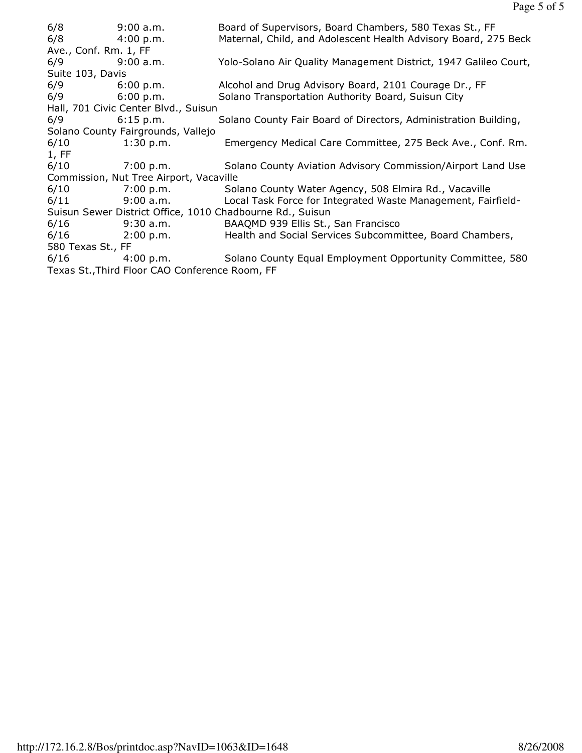| | | |
|---|---|---|
| 6/8 | 9:00 a.m. | Board of Supervisors, Board Chambers, 580 Texas St., FF |
| 6/8 | 4:00 p.m. | Maternal, Child, and Adolescent Health Advisory Board, 275 Beck Ave., Conf. Rm. 1, FF |
| 6/9 | 9:00 a.m. | Yolo-Solano Air Quality Management District, 1947 Galileo Court, Suite 103, Davis |
| 6/9 | 6:00 p.m. | Alcohol and Drug Advisory Board, 2101 Courage Dr., FF |
| 6/9 | 6:00 p.m. | Solano Transportation Authority Board, Suisun City Hall, 701 Civic Center Blvd., Suisun |
| 6/9 | 6:15 p.m. | Solano County Fair Board of Directors, Administration Building, Solano County Fairgrounds, Vallejo |
| 6/10 | 1:30 p.m. | Emergency Medical Care Committee, 275 Beck Ave., Conf. Rm. 1, FF |
| 6/10 | 7:00 p.m. | Solano County Aviation Advisory Commission/Airport Land Use Commission, Nut Tree Airport, Vacaville |
| 6/10 | 7:00 p.m. | Solano County Water Agency, 508 Elmira Rd., Vacaville |
| 6/11 | 9:00 a.m. | Local Task Force for Integrated Waste Management, Fairfield-Suisun Sewer District Office, 1010 Chadbourne Rd., Suisun |
| 6/16 | 9:30 a.m. | BAAQMD 939 Ellis St., San Francisco |
| 6/16 | 2:00 p.m. | Health and Social Services Subcommittee, Board Chambers, 580 Texas St., FF |
| 6/16 | 4:00 p.m. | Solano County Equal Employment Opportunity Committee, 580 Texas St.,Third Floor CAO Conference Room, FF |